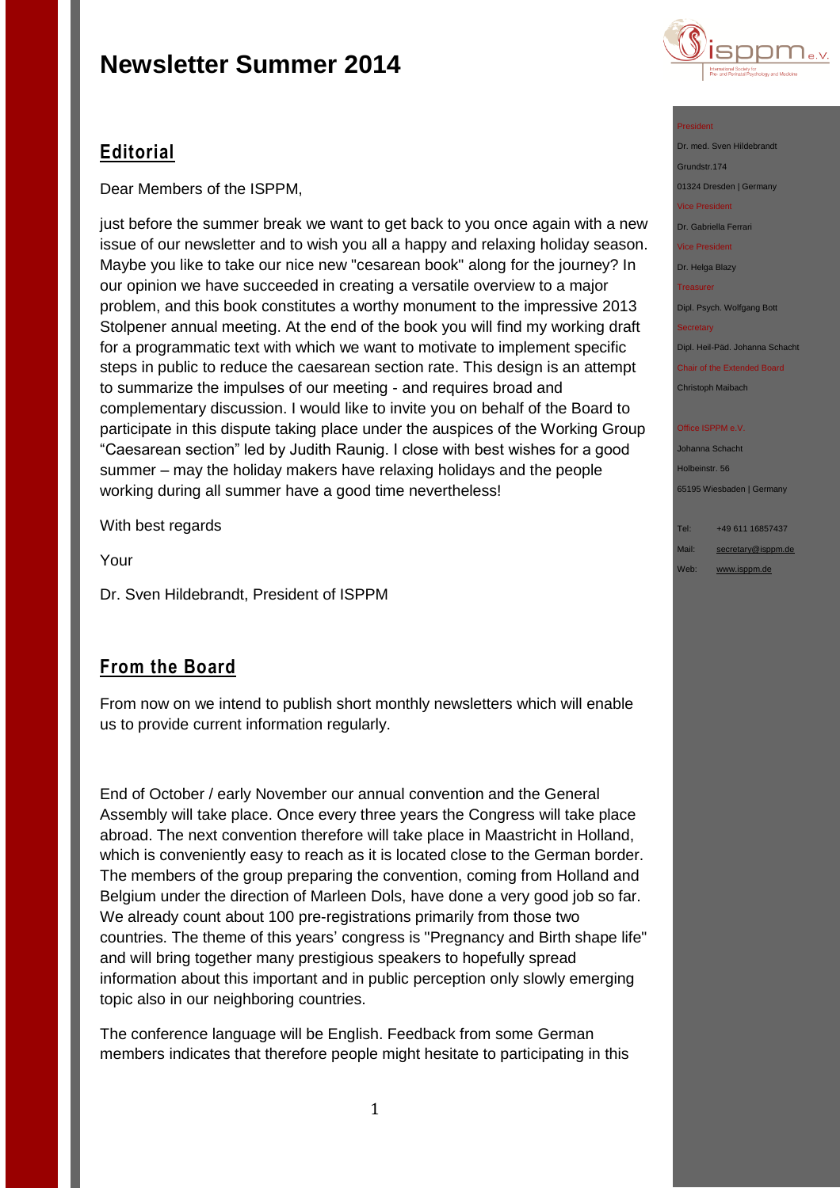# Newsletter Summer 2014

## Editorial

Dear Members of the ISPPM,

just before the summer break we want to get back to you once again with a new issue of our newsletter and to wish you all a happy and relaxing holiday season. Maybe you like to take our nice new "cesarean book" along for the journey? In our opinion we have succeeded in creating a versatile overview to a major problem, and this book constitutes a worthy monument to the impressive 2013 Stolpener annual meeting. At the end of the book you will find my working draft for a programmatic text with which we want to motivate to implement specific steps in public to reduce the caesarean section rate. This design is an attempt to summarize the impulses of our meeting - and requires broad and complementary discussion. I would like to invite you on behalf of the Board to participate in this dispute taking place under the auspices of the Working Group "Caesarean section" led by Judith Raunig. I close with best wishes for a good summer – may the holiday makers have relaxing holidays and the people working during all summer have a good time nevertheless!

With best regards

Your

Dr. Sven Hildebrandt, President of ISPPM

## From the Board

From now on we intend to publish short monthly newsletters which will enable us to provide current information regularly.

End of October / early November our annual convention and the General Assembly will take place. Once every three years the Congress will take place abroad. The next convention therefore will take place in Maastricht in Holland, which is conveniently easy to reach as it is located close to the German border. The members of the group preparing the convention, coming from Holland and Belgium under the direction of Marleen Dols, have done a very good job so far. We already count about 100 pre-registrations primarily from those two countries. The theme of this years' congress is "Pregnancy and Birth shape life" and will bring together many prestigious speakers to hopefully spread information about this important and in public perception only slowly emerging topic also in our neighboring countries.

The conference language will be English. Feedback from some German members indicates that therefore people might hesitate to participating in this

---

President
Dr. med. Sven Hildebrandt
Grundstr.174
01324 Dresden | Germany

Vice President
Dr. Gabriella Ferrari

Vice President
Dr. Helga Blazy

Treasurer
Dipl. Psych. Wolfgang Bott

Secretary
Dipl. Heil-Päd. Johanna Schacht

Chair of the Extended Board
Christoph Maibach

Office ISPPM e.V.
Johanna Schacht
Holbeinstr. 56
65195 Wiesbaden | Germany

Tel: +49 611 16857437
Mail: secretary@isppm.de
Web: www.isppm.de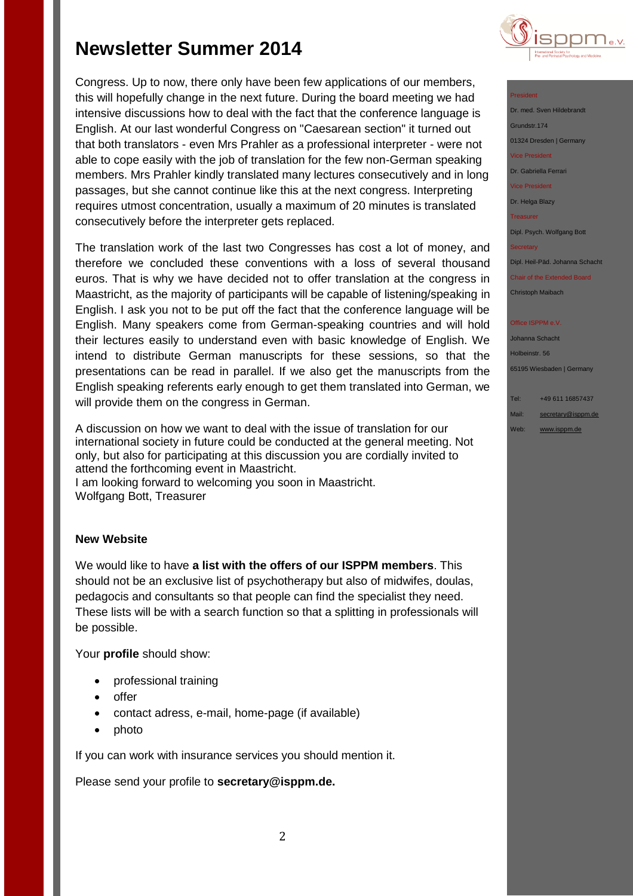# Newsletter Summer 2014

Congress. Up to now, there only have been few applications of our members, this will hopefully change in the next future. During the board meeting we had intensive discussions how to deal with the fact that the conference language is English. At our last wonderful Congress on "Caesarean section" it turned out that both translators - even Mrs Prahler as a professional interpreter - were not able to cope easily with the job of translation for the few non-German speaking members. Mrs Prahler kindly translated many lectures consecutively and in long passages, but she cannot continue like this at the next congress. Interpreting requires utmost concentration, usually a maximum of 20 minutes is translated consecutively before the interpreter gets replaced.

The translation work of the last two Congresses has cost a lot of money, and therefore we concluded these conventions with a loss of several thousand euros. That is why we have decided not to offer translation at the congress in Maastricht, as the majority of participants will be capable of listening/speaking in English. I ask you not to be put off the fact that the conference language will be English. Many speakers come from German-speaking countries and will hold their lectures easily to understand even with basic knowledge of English. We intend to distribute German manuscripts for these sessions, so that the presentations can be read in parallel. If we also get the manuscripts from the English speaking referents early enough to get them translated into German, we will provide them on the congress in German.

A discussion on how we want to deal with the issue of translation for our international society in future could be conducted at the general meeting. Not only, but also for participating at this discussion you are cordially invited to attend the forthcoming event in Maastricht.
I am looking forward to welcoming you soon in Maastricht.
Wolfgang Bott, Treasurer

**New Website**

We would like to have **a list with the offers of our ISPPM members**. This should not be an exclusive list of psychotherapy but also of midwifes, doulas, pedagocis and consultants so that people can find the specialist they need. These lists will be with a search function so that a splitting in professionals will be possible.

Your **profile** should show:

- professional training
- offer
- contact adress, e-mail, home-page (if available)
- photo

If you can work with insurance services you should mention it.

Please send your profile to **secretary@isppm.de.**

---

President
Dr. med. Sven Hildebrandt
Grundstr.174
01324 Dresden | Germany

Vice President
Dr. Gabriella Ferrari

Vice President
Dr. Helga Blazy

Treasurer
Dipl. Psych. Wolfgang Bott

Secretary
Dipl. Heil-Päd. Johanna Schacht

Chair of the Extended Board
Christoph Maibach

Office ISPPM e.V.
Johanna Schacht
Holbeinstr. 56
65195 Wiesbaden | Germany

Tel: +49 611 16857437
Mail: secretary@isppm.de
Web: www.isppm.de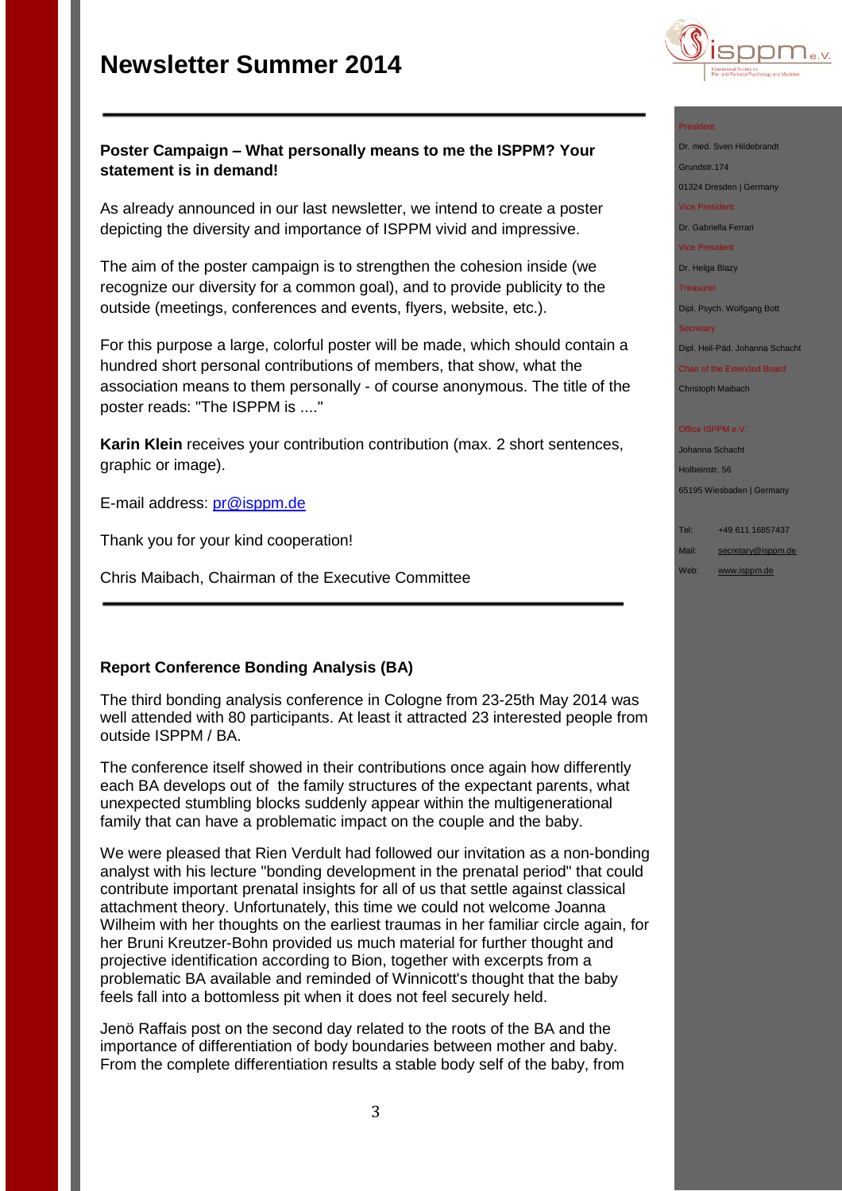# Newsletter Summer 2014

President

Dr. med. Sven Hildebrandt

Grundstr.174

01324 Dresden | Germany

Vice President

Dr. Gabriella Ferrari

Vice President

Dr. Helga Blazy

Treasurer

Dipl. Psych. Wolfgang Bott

Secretary

Dipl. Heil-Päd. Johanna Schacht

Chair of the Extended Board

Christoph Maibach

Office ISPPM e.V.

Johanna Schacht

Holbeinstr. 56

65195 Wiesbaden | Germany

Tel: +49 611 16857437

Mail: secretary@isppm.de

Web: www.isppm.de

---

**Poster Campaign – What personally means to me the ISPPM? Your statement is in demand!**

As already announced in our last newsletter, we intend to create a poster depicting the diversity and importance of ISPPM vivid and impressive.

The aim of the poster campaign is to strengthen the cohesion inside (we recognize our diversity for a common goal), and to provide publicity to the outside (meetings, conferences and events, flyers, website, etc.).

For this purpose a large, colorful poster will be made, which should contain a hundred short personal contributions of members, that show, what the association means to them personally - of course anonymous. The title of the poster reads: "The ISPPM is ...."

**Karin Klein** receives your contribution contribution (max. 2 short sentences, graphic or image).

E-mail address: pr@isppm.de

Thank you for your kind cooperation!

Chris Maibach, Chairman of the Executive Committee

---

**Report Conference Bonding Analysis (BA)**

The third bonding analysis conference in Cologne from 23-25th May 2014 was well attended with 80 participants. At least it attracted 23 interested people from outside ISPPM / BA.

The conference itself showed in their contributions once again how differently each BA develops out of the family structures of the expectant parents, what unexpected stumbling blocks suddenly appear within the multigenerational family that can have a problematic impact on the couple and the baby.

We were pleased that Rien Verdult had followed our invitation as a non-bonding analyst with his lecture "bonding development in the prenatal period" that could contribute important prenatal insights for all of us that settle against classical attachment theory. Unfortunately, this time we could not welcome Joanna Wilheim with her thoughts on the earliest traumas in her familiar circle again, for her Bruni Kreutzer-Bohn provided us much material for further thought and projective identification according to Bion, together with excerpts from a problematic BA available and reminded of Winnicott's thought that the baby feels fall into a bottomless pit when it does not feel securely held.

Jenö Raffais post on the second day related to the roots of the BA and the importance of differentiation of body boundaries between mother and baby. From the complete differentiation results a stable body self of the baby, from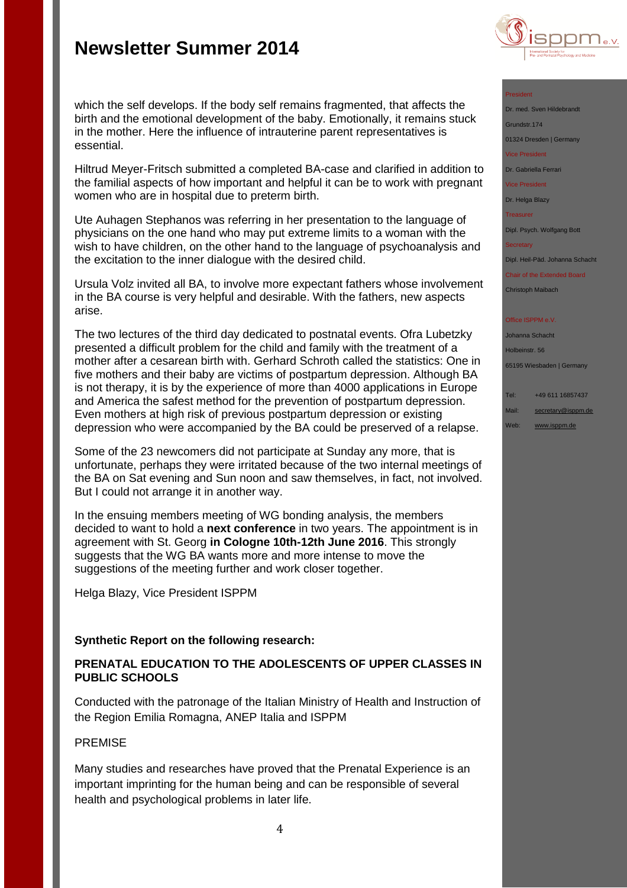which the self develops. If the body self remains fragmented, that affects the birth and the emotional development of the baby. Emotionally, it remains stuck in the mother. Here the influence of intrauterine parent representatives is essential.

Hiltrud Meyer-Fritsch submitted a completed BA-case and clarified in addition to the familial aspects of how important and helpful it can be to work with pregnant women who are in hospital due to preterm birth.

Ute Auhagen Stephanos was referring in her presentation to the language of physicians on the one hand who may put extreme limits to a woman with the wish to have children, on the other hand to the language of psychoanalysis and the excitation to the inner dialogue with the desired child.

Ursula Volz invited all BA, to involve more expectant fathers whose involvement in the BA course is very helpful and desirable. With the fathers, new aspects arise.

The two lectures of the third day dedicated to postnatal events. Ofra Lubetzky presented a difficult problem for the child and family with the treatment of a mother after a cesarean birth with. Gerhard Schroth called the statistics: One in five mothers and their baby are victims of postpartum depression. Although BA is not therapy, it is by the experience of more than 4000 applications in Europe and America the safest method for the prevention of postpartum depression. Even mothers at high risk of previous postpartum depression or existing depression who were accompanied by the BA could be preserved of a relapse.

Some of the 23 newcomers did not participate at Sunday any more, that is unfortunate, perhaps they were irritated because of the two internal meetings of the BA on Sat evening and Sun noon and saw themselves, in fact, not involved. But I could not arrange it in another way.

In the ensuing members meeting of WG bonding analysis, the members decided to want to hold a **next conference** in two years. The appointment is in agreement with St. Georg **in Cologne 10th-12th June 2016**. This strongly suggests that the WG BA wants more and more intense to move the suggestions of the meeting further and work closer together.

Helga Blazy, Vice President ISPPM

**Synthetic Report on the following research:**

**PRENATAL EDUCATION TO THE ADOLESCENTS OF UPPER CLASSES IN PUBLIC SCHOOLS**

Conducted with the patronage of the Italian Ministry of Health and Instruction of the Region Emilia Romagna, ANEP Italia and ISPPM

PREMISE

Many studies and researches have proved that the Prenatal Experience is an important imprinting for the human being and can be responsible of several health and psychological problems in later life.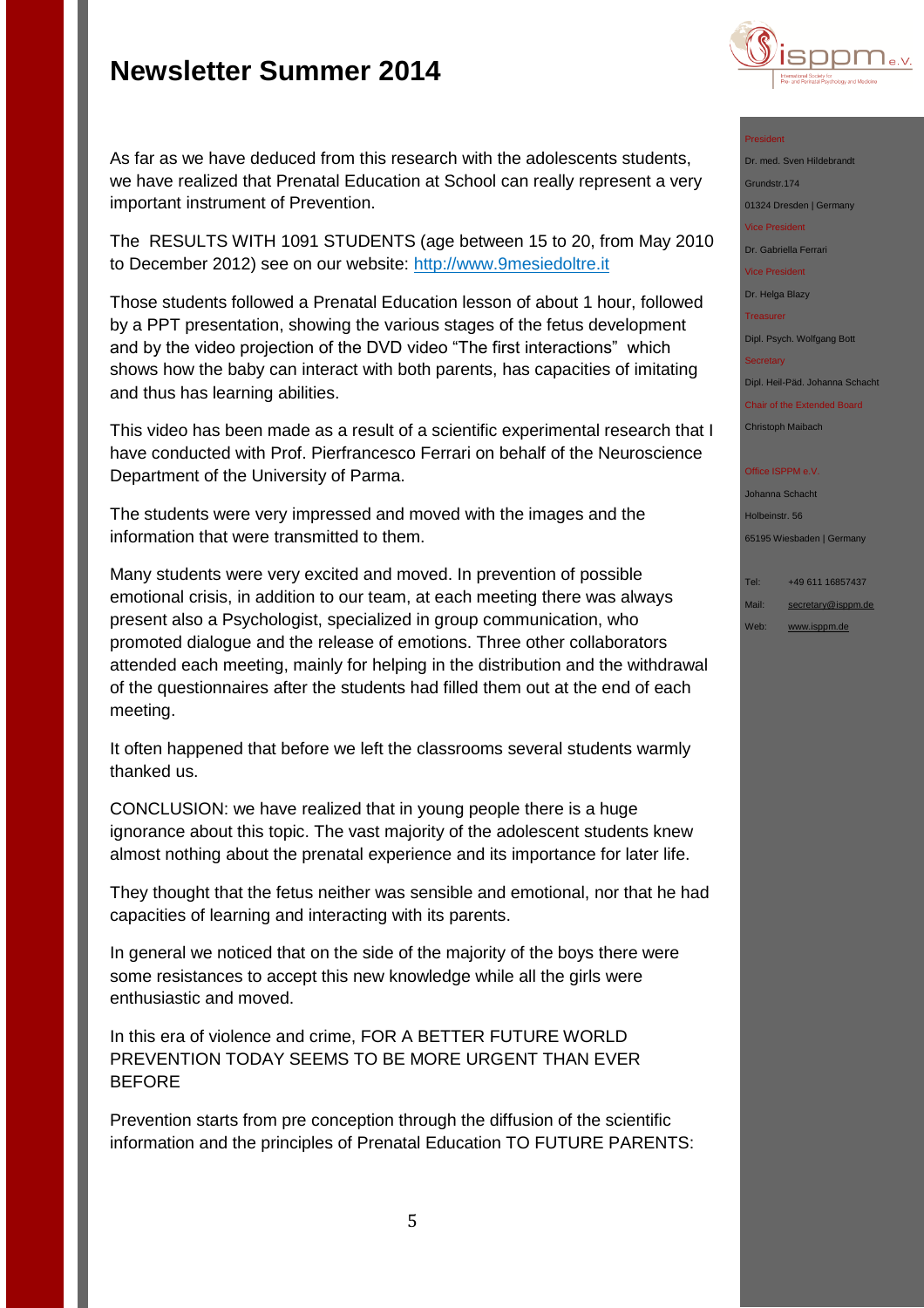As far as we have deduced from this research with the adolescents students, we have realized that Prenatal Education at School can really represent a very important instrument of Prevention.

The RESULTS WITH 1091 STUDENTS (age between 15 to 20, from May 2010 to December 2012) see on our website: [http://www.9mesiedoltre.it](http://www.9mesiedoltre.it)

Those students followed a Prenatal Education lesson of about 1 hour, followed by a PPT presentation, showing the various stages of the fetus development and by the video projection of the DVD video "The first interactions" which shows how the baby can interact with both parents, has capacities of imitating and thus has learning abilities.

This video has been made as a result of a scientific experimental research that I have conducted with Prof. Pierfrancesco Ferrari on behalf of the Neuroscience Department of the University of Parma.

The students were very impressed and moved with the images and the information that were transmitted to them.

Many students were very excited and moved. In prevention of possible emotional crisis, in addition to our team, at each meeting there was always present also a Psychologist, specialized in group communication, who promoted dialogue and the release of emotions. Three other collaborators attended each meeting, mainly for helping in the distribution and the withdrawal of the questionnaires after the students had filled them out at the end of each meeting.

It often happened that before we left the classrooms several students warmly thanked us.

CONCLUSION: we have realized that in young people there is a huge ignorance about this topic. The vast majority of the adolescent students knew almost nothing about the prenatal experience and its importance for later life.

They thought that the fetus neither was sensible and emotional, nor that he had capacities of learning and interacting with its parents.

In general we noticed that on the side of the majority of the boys there were some resistances to accept this new knowledge while all the girls were enthusiastic and moved.

In this era of violence and crime, FOR A BETTER FUTURE WORLD PREVENTION TODAY SEEMS TO BE MORE URGENT THAN EVER BEFORE

Prevention starts from pre conception through the diffusion of the scientific information and the principles of Prenatal Education TO FUTURE PARENTS: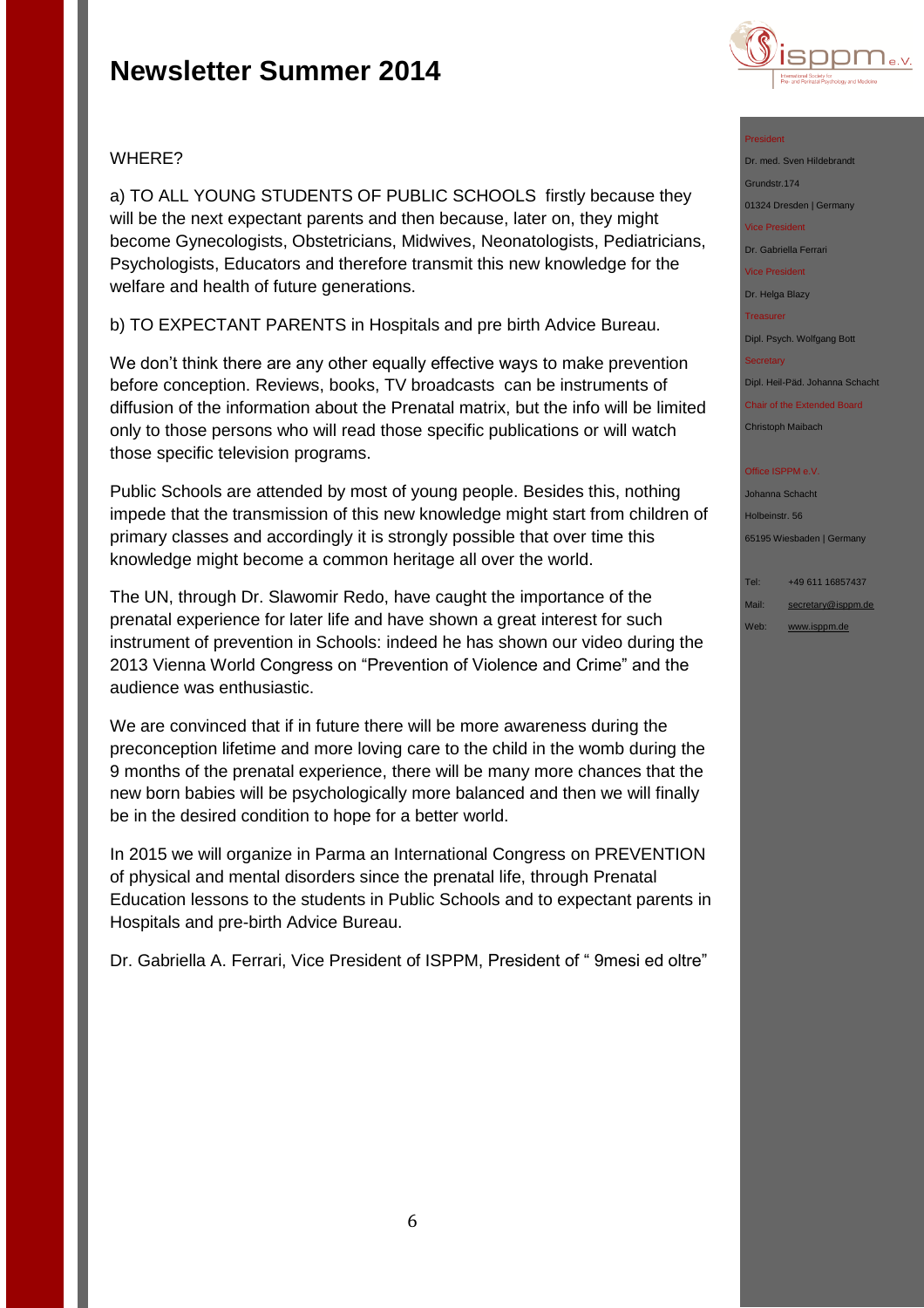WHERE?

a) TO ALL YOUNG STUDENTS OF PUBLIC SCHOOLS firstly because they will be the next expectant parents and then because, later on, they might become Gynecologists, Obstetricians, Midwives, Neonatologists, Pediatricians, Psychologists, Educators and therefore transmit this new knowledge for the welfare and health of future generations.

b) TO EXPECTANT PARENTS in Hospitals and pre birth Advice Bureau.

We don't think there are any other equally effective ways to make prevention before conception. Reviews, books, TV broadcasts can be instruments of diffusion of the information about the Prenatal matrix, but the info will be limited only to those persons who will read those specific publications or will watch those specific television programs.

Public Schools are attended by most of young people. Besides this, nothing impede that the transmission of this new knowledge might start from children of primary classes and accordingly it is strongly possible that over time this knowledge might become a common heritage all over the world.

The UN, through Dr. Slawomir Redo, have caught the importance of the prenatal experience for later life and have shown a great interest for such instrument of prevention in Schools: indeed he has shown our video during the 2013 Vienna World Congress on "Prevention of Violence and Crime" and the audience was enthusiastic.

We are convinced that if in future there will be more awareness during the preconception lifetime and more loving care to the child in the womb during the 9 months of the prenatal experience, there will be many more chances that the new born babies will be psychologically more balanced and then we will finally be in the desired condition to hope for a better world.

In 2015 we will organize in Parma an International Congress on PREVENTION of physical and mental disorders since the prenatal life, through Prenatal Education lessons to the students in Public Schools and to expectant parents in Hospitals and pre-birth Advice Bureau.

Dr. Gabriella A. Ferrari, Vice President of ISPPM, President of " 9mesi ed oltre"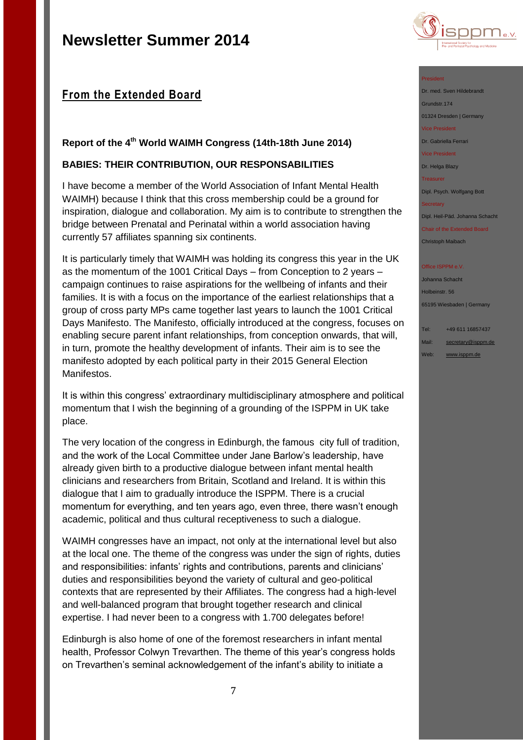# Newsletter Summer 2014

## From the Extended Board

### Report of the 4th World WAIMH Congress (14th-18th June 2014)

### BABIES: THEIR CONTRIBUTION, OUR RESPONSABILITIES

I have become a member of the World Association of Infant Mental Health WAIMH) because I think that this cross membership could be a ground for inspiration, dialogue and collaboration. My aim is to contribute to strengthen the bridge between Prenatal and Perinatal within a world association having currently 57 affiliates spanning six continents.

It is particularly timely that WAIMH was holding its congress this year in the UK as the momentum of the 1001 Critical Days – from Conception to 2 years – campaign continues to raise aspirations for the wellbeing of infants and their families. It is with a focus on the importance of the earliest relationships that a group of cross party MPs came together last years to launch the 1001 Critical Days Manifesto. The Manifesto, officially introduced at the congress, focuses on enabling secure parent infant relationships, from conception onwards, that will, in turn, promote the healthy development of infants. Their aim is to see the manifesto adopted by each political party in their 2015 General Election Manifestos.

It is within this congress' extraordinary multidisciplinary atmosphere and political momentum that I wish the beginning of a grounding of the ISPPM in UK take place.

The very location of the congress in Edinburgh, the famous city full of tradition, and the work of the Local Committee under Jane Barlow's leadership, have already given birth to a productive dialogue between infant mental health clinicians and researchers from Britain, Scotland and Ireland. It is within this dialogue that I aim to gradually introduce the ISPPM. There is a crucial momentum for everything, and ten years ago, even three, there wasn't enough academic, political and thus cultural receptiveness to such a dialogue.

WAIMH congresses have an impact, not only at the international level but also at the local one. The theme of the congress was under the sign of rights, duties and responsibilities: infants' rights and contributions, parents and clinicians' duties and responsibilities beyond the variety of cultural and geo-political contexts that are represented by their Affiliates. The congress had a high-level and well-balanced program that brought together research and clinical expertise. I had never been to a congress with 1.700 delegates before!

Edinburgh is also home of one of the foremost researchers in infant mental health, Professor Colwyn Trevarthen. The theme of this year's congress holds on Trevarthen's seminal acknowledgement of the infant's ability to initiate a

President
Dr. med. Sven Hildebrandt
Grundstr.174
01324 Dresden | Germany

Vice President
Dr. Gabriella Ferrari

Vice President
Dr. Helga Blazy

Treasurer
Dipl. Psych. Wolfgang Bott

Secretary
Dipl. Heil-Päd. Johanna Schacht

Chair of the Extended Board
Christoph Maibach

Office ISPPM e.V.
Johanna Schacht
Holbeinstr. 56
65195 Wiesbaden | Germany

Tel: +49 611 16857437
Mail: secretary@isppm.de
Web: www.isppm.de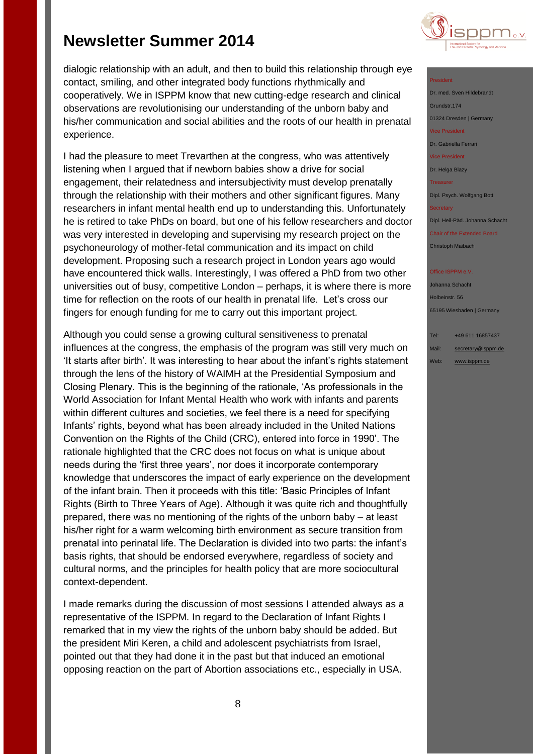dialogic relationship with an adult, and then to build this relationship through eye contact, smiling, and other integrated body functions rhythmically and cooperatively. We in ISPPM know that new cutting-edge research and clinical observations are revolutionising our understanding of the unborn baby and his/her communication and social abilities and the roots of our health in prenatal experience.

I had the pleasure to meet Trevarthen at the congress, who was attentively listening when I argued that if newborn babies show a drive for social engagement, their relatedness and intersubjectivity must develop prenatally through the relationship with their mothers and other significant figures. Many researchers in infant mental health end up to understanding this. Unfortunately he is retired to take PhDs on board, but one of his fellow researchers and doctor was very interested in developing and supervising my research project on the psychoneurology of mother-fetal communication and its impact on child development. Proposing such a research project in London years ago would have encountered thick walls. Interestingly, I was offered a PhD from two other universities out of busy, competitive London – perhaps, it is where there is more time for reflection on the roots of our health in prenatal life. Let's cross our fingers for enough funding for me to carry out this important project.

Although you could sense a growing cultural sensitiveness to prenatal influences at the congress, the emphasis of the program was still very much on 'It starts after birth'. It was interesting to hear about the infant's rights statement through the lens of the history of WAIMH at the Presidential Symposium and Closing Plenary. This is the beginning of the rationale, 'As professionals in the World Association for Infant Mental Health who work with infants and parents within different cultures and societies, we feel there is a need for specifying Infants' rights, beyond what has been already included in the United Nations Convention on the Rights of the Child (CRC), entered into force in 1990'. The rationale highlighted that the CRC does not focus on what is unique about needs during the 'first three years', nor does it incorporate contemporary knowledge that underscores the impact of early experience on the development of the infant brain. Then it proceeds with this title: 'Basic Principles of Infant Rights (Birth to Three Years of Age). Although it was quite rich and thoughtfully prepared, there was no mentioning of the rights of the unborn baby – at least his/her right for a warm welcoming birth environment as secure transition from prenatal into perinatal life. The Declaration is divided into two parts: the infant's basis rights, that should be endorsed everywhere, regardless of society and cultural norms, and the principles for health policy that are more sociocultural context-dependent.

I made remarks during the discussion of most sessions I attended always as a representative of the ISPPM. In regard to the Declaration of Infant Rights I remarked that in my view the rights of the unborn baby should be added. But the president Miri Keren, a child and adolescent psychiatrists from Israel, pointed out that they had done it in the past but that induced an emotional opposing reaction on the part of Abortion associations etc., especially in USA.

President
Dr. med. Sven Hildebrandt
Grundstr.174
01324 Dresden | Germany

Vice President
Dr. Gabriella Ferrari

Vice President
Dr. Helga Blazy

Treasurer
Dipl. Psych. Wolfgang Bott

Secretary
Dipl. Heil-Päd. Johanna Schacht

Chair of the Extended Board
Christoph Maibach

Office ISPPM e.V.
Johanna Schacht
Holbeinstr. 56
65195 Wiesbaden | Germany

Tel: +49 611 16857437
Mail: secretary@isppm.de
Web: www.isppm.de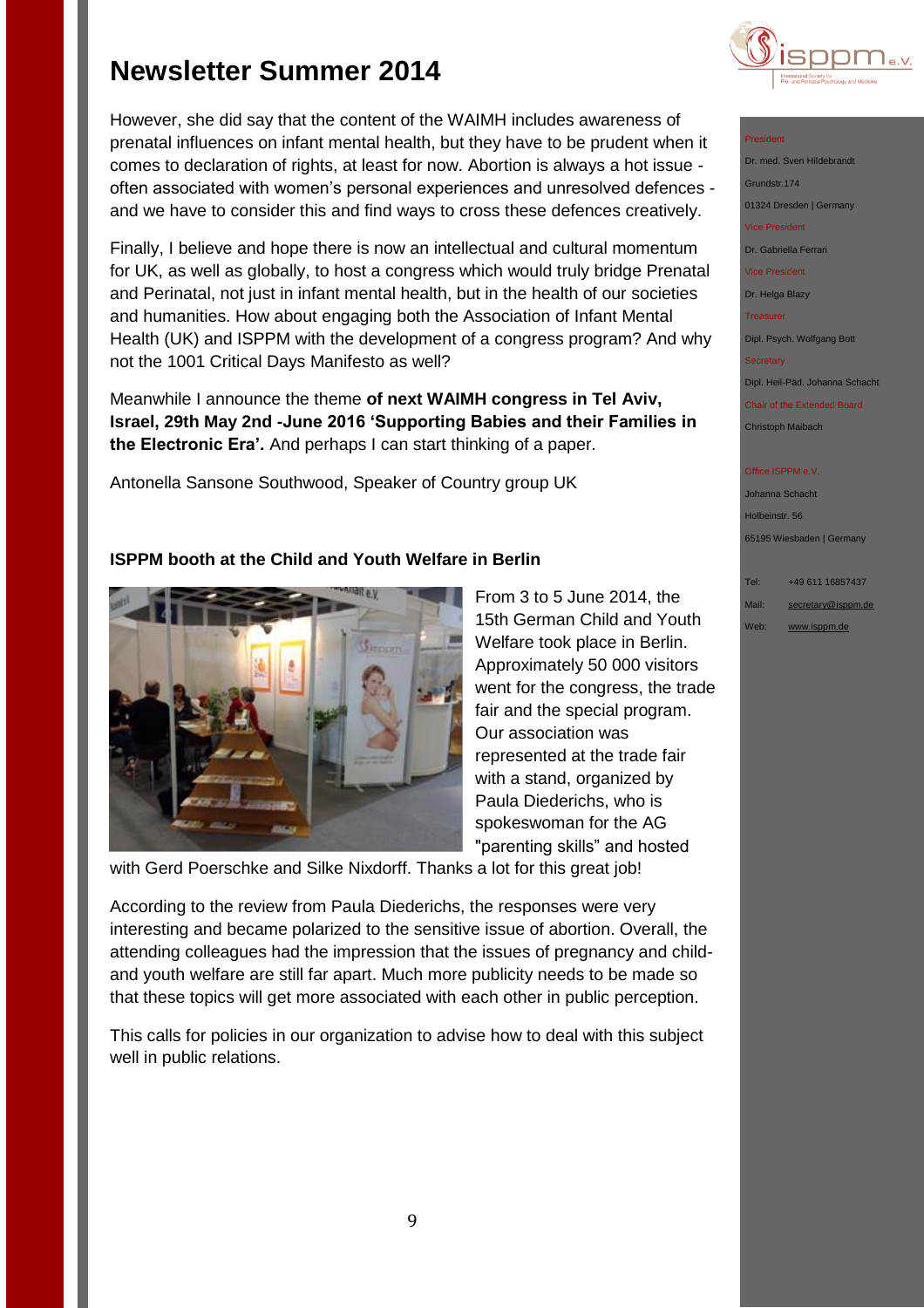However, she did say that the content of the WAIMH includes awareness of prenatal influences on infant mental health, but they have to be prudent when it comes to declaration of rights, at least for now. Abortion is always a hot issue - often associated with women's personal experiences and unresolved defences - and we have to consider this and find ways to cross these defences creatively.

Finally, I believe and hope there is now an intellectual and cultural momentum for UK, as well as globally, to host a congress which would truly bridge Prenatal and Perinatal, not just in infant mental health, but in the health of our societies and humanities. How about engaging both the Association of Infant Mental Health (UK) and ISPPM with the development of a congress program? And why not the 1001 Critical Days Manifesto as well?

Meanwhile I announce the theme **of next WAIMH congress in Tel Aviv, Israel, 29th May 2nd -June 2016 'Supporting Babies and their Families in the Electronic Era'.** And perhaps I can start thinking of a paper.

Antonella Sansone Southwood, Speaker of Country group UK

### ISPPM booth at the Child and Youth Welfare in Berlin

From 3 to 5 June 2014, the 15th German Child and Youth Welfare took place in Berlin. Approximately 50 000 visitors went for the congress, the trade fair and the special program. Our association was represented at the trade fair with a stand, organized by Paula Diederichs, who is spokeswoman for the AG "parenting skills" and hosted with Gerd Poerschke and Silke Nixdorff. Thanks a lot for this great job!

According to the review from Paula Diederichs, the responses were very interesting and became polarized to the sensitive issue of abortion. Overall, the attending colleagues had the impression that the issues of pregnancy and child- and youth welfare are still far apart. Much more publicity needs to be made so that these topics will get more associated with each other in public perception.

This calls for policies in our organization to advise how to deal with this subject well in public relations.

President
Dr. med. Sven Hildebrandt
Grundstr.174
01324 Dresden | Germany

Vice President
Dr. Gabriella Ferrari

Vice President
Dr. Helga Blazy

Treasurer
Dipl. Psych. Wolfgang Bott

Secretary
Dipl. Heil-Päd. Johanna Schacht

Chair of the Extended Board
Christoph Maibach

Office ISPPM e.V.
Johanna Schacht
Holbeinstr. 56
65195 Wiesbaden | Germany

Tel: +49 611 16857437
Mail: secretary@isppm.de
Web: www.isppm.de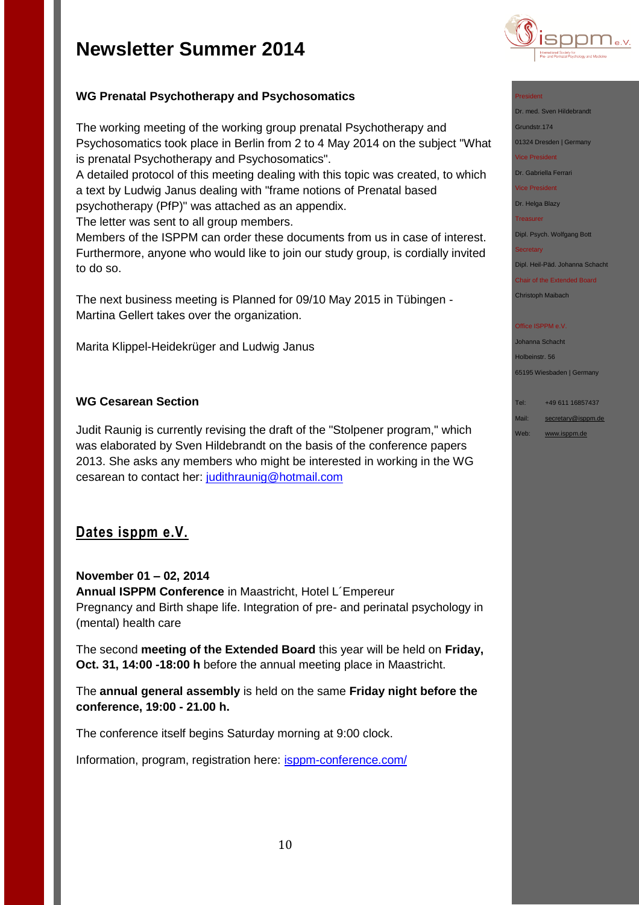# Newsletter Summer 2014

### WG Prenatal Psychotherapy and Psychosomatics

The working meeting of the working group prenatal Psychotherapy and Psychosomatics took place in Berlin from 2 to 4 May 2014 on the subject "What is prenatal Psychotherapy and Psychosomatics".
A detailed protocol of this meeting dealing with this topic was created, to which a text by Ludwig Janus dealing with "frame notions of Prenatal based psychotherapy (PfP)" was attached as an appendix.
The letter was sent to all group members.
Members of the ISPPM can order these documents from us in case of interest. Furthermore, anyone who would like to join our study group, is cordially invited to do so.

The next business meeting is Planned for 09/10 May 2015 in Tübingen - Martina Gellert takes over the organization.

Marita Klippel-Heidekrüger and Ludwig Janus

### WG Cesarean Section

Judit Raunig is currently revising the draft of the "Stolpener program," which was elaborated by Sven Hildebrandt on the basis of the conference papers 2013. She asks any members who might be interested in working in the WG cesarean to contact her: judithraunig@hotmail.com

## Dates isppm e.V.

**November 01 – 02, 2014**
**Annual ISPPM Conference** in Maastricht, Hotel L´Empereur
Pregnancy and Birth shape life. Integration of pre- and perinatal psychology in (mental) health care

The second **meeting of the Extended Board** this year will be held on **Friday, Oct. 31, 14:00 -18:00 h** before the annual meeting place in Maastricht.

The **annual general assembly** is held on the same **Friday night before the conference, 19:00 - 21.00 h.**

The conference itself begins Saturday morning at 9:00 clock.

Information, program, registration here: isppm-conference.com/

President
Dr. med. Sven Hildebrandt
Grundstr.174
01324 Dresden | Germany

Vice President
Dr. Gabriella Ferrari

Vice President
Dr. Helga Blazy

Treasurer
Dipl. Psych. Wolfgang Bott

Secretary
Dipl. Heil-Päd. Johanna Schacht

Chair of the Extended Board
Christoph Maibach

Office ISPPM e.V.
Johanna Schacht
Holbeinstr. 56
65195 Wiesbaden | Germany

Tel: +49 611 16857437
Mail: secretary@isppm.de
Web: www.isppm.de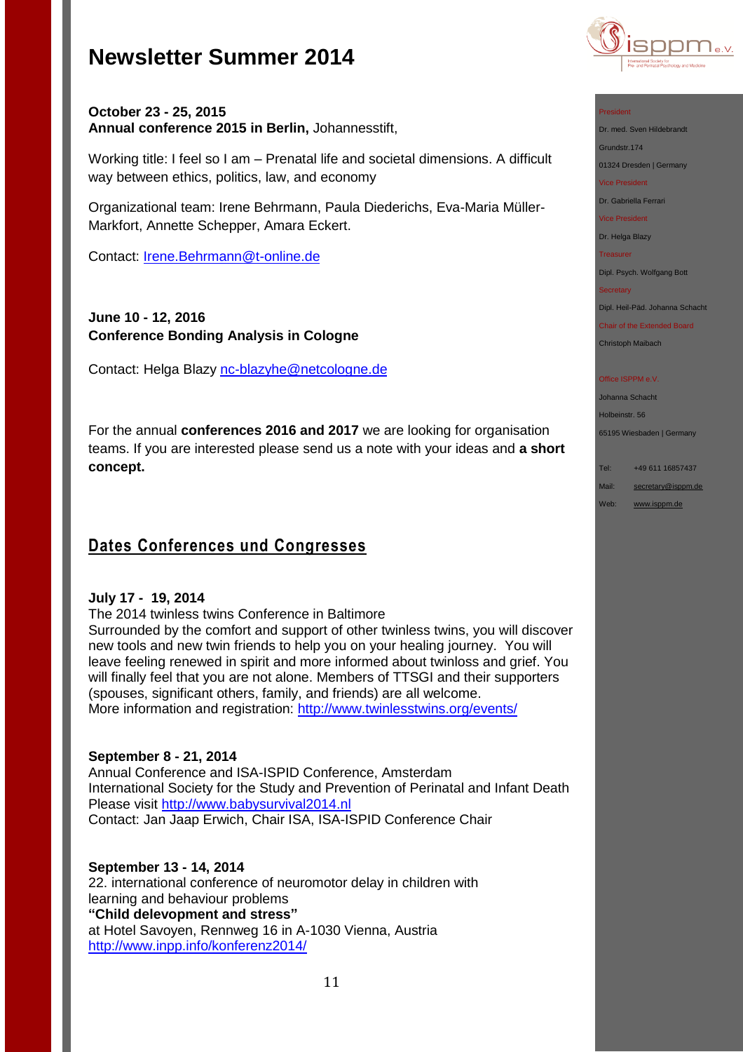# Newsletter Summer 2014

**October 23 - 25, 2015**
**Annual conference 2015 in Berlin,** Johannesstift,

Working title: I feel so I am – Prenatal life and societal dimensions. A difficult way between ethics, politics, law, and economy

Organizational team: Irene Behrmann, Paula Diederichs, Eva-Maria Müller-Markfort, Annette Schepper, Amara Eckert.

Contact: Irene.Behrmann@t-online.de

**June 10 - 12, 2016**
**Conference Bonding Analysis in Cologne**

Contact: Helga Blazy nc-blazyhe@netcologne.de

For the annual **conferences 2016 and 2017** we are looking for organisation teams. If you are interested please send us a note with your ideas and **a short concept.**

## Dates Conferences und Congresses

**July 17 - 19, 2014**
The 2014 twinless twins Conference in Baltimore
Surrounded by the comfort and support of other twinless twins, you will discover new tools and new twin friends to help you on your healing journey. You will leave feeling renewed in spirit and more informed about twinloss and grief. You will finally feel that you are not alone. Members of TTSGI and their supporters (spouses, significant others, family, and friends) are all welcome.
More information and registration: http://www.twinlesstwins.org/events/

**September 8 - 21, 2014**
Annual Conference and ISA-ISPID Conference, Amsterdam
International Society for the Study and Prevention of Perinatal and Infant Death
Please visit http://www.babysurvival2014.nl
Contact: Jan Jaap Erwich, Chair ISA, ISA-ISPID Conference Chair

**September 13 - 14, 2014**
22. international conference of neuromotor delay in children with learning and behaviour problems
**"Child delevopment and stress"**
at Hotel Savoyen, Rennweg 16 in A-1030 Vienna, Austria
http://www.inpp.info/konferenz2014/

President
Dr. med. Sven Hildebrandt
Grundstr.174
01324 Dresden | Germany

Vice President
Dr. Gabriella Ferrari

Vice President
Dr. Helga Blazy

Treasurer
Dipl. Psych. Wolfgang Bott

Secretary
Dipl. Heil-Päd. Johanna Schacht

Chair of the Extended Board
Christoph Maibach

Office ISPPM e.V.
Johanna Schacht
Holbeinstr. 56
65195 Wiesbaden | Germany

Tel: +49 611 16857437
Mail: secretary@isppm.de
Web: www.isppm.de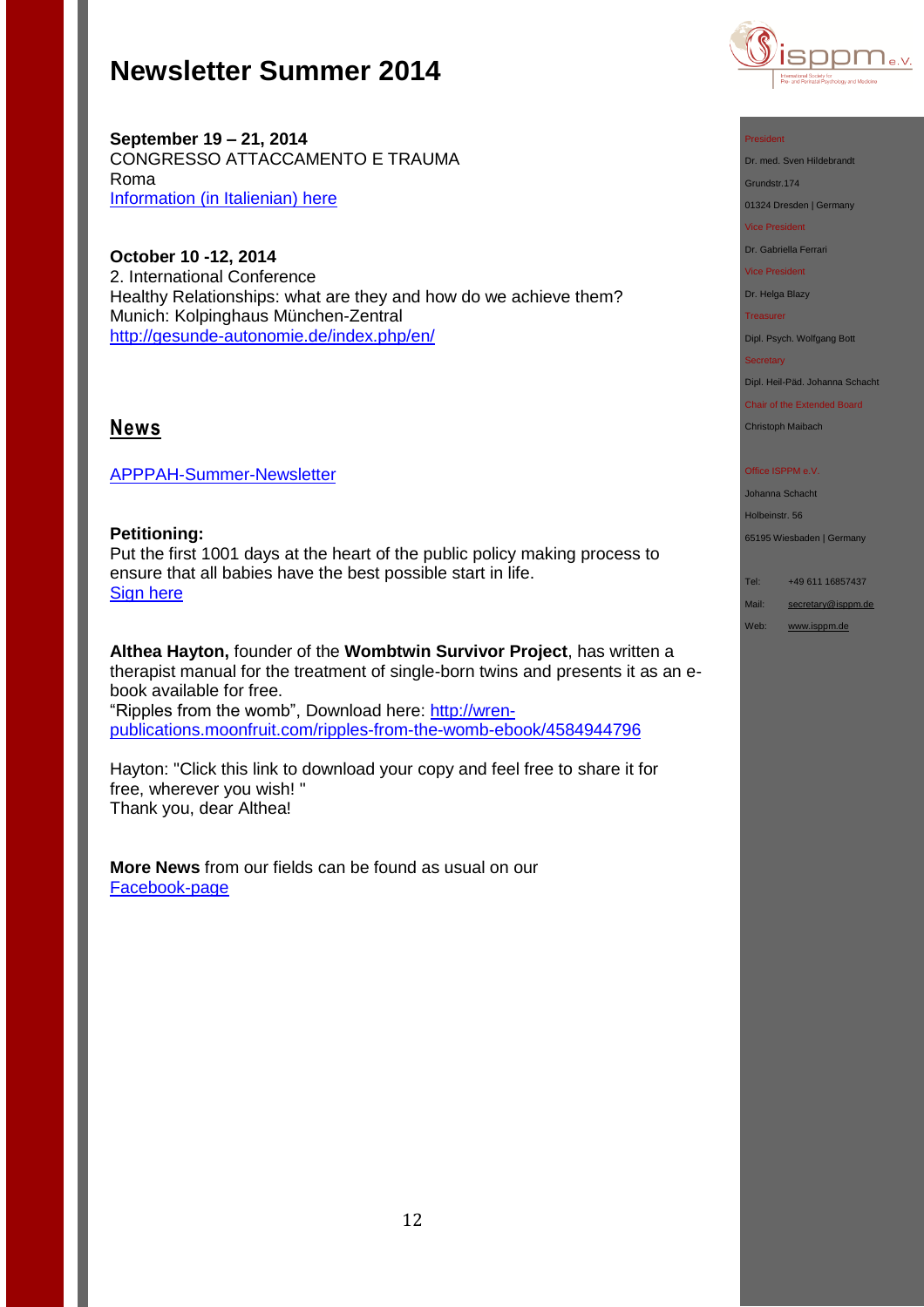# Newsletter Summer 2014

**September 19 – 21, 2014**
CONGRESSO ATTACCAMENTO E TRAUMA
Roma
Information (in Italienian) here

**October 10 -12, 2014**
2. International Conference
Healthy Relationships: what are they and how do we achieve them?
Munich: Kolpinghaus München-Zentral
http://gesunde-autonomie.de/index.php/en/

## News

APPPAH-Summer-Newsletter

**Petitioning:**
Put the first 1001 days at the heart of the public policy making process to ensure that all babies have the best possible start in life.
Sign here

**Althea Hayton,** founder of the **Wombtwin Survivor Project**, has written a therapist manual for the treatment of single-born twins and presents it as an e-book available for free.
"Ripples from the womb", Download here: http://wren-publications.moonfruit.com/ripples-from-the-womb-ebook/4584944796

Hayton: "Click this link to download your copy and feel free to share it for free, wherever you wish! "
Thank you, dear Althea!

**More News** from our fields can be found as usual on our Facebook-page

President
Dr. med. Sven Hildebrandt
Grundstr.174
01324 Dresden | Germany

Vice President
Dr. Gabriella Ferrari

Vice President
Dr. Helga Blazy

Treasurer
Dipl. Psych. Wolfgang Bott

Secretary
Dipl. Heil-Päd. Johanna Schacht

Chair of the Extended Board
Christoph Maibach

Office ISPPM e.V.
Johanna Schacht
Holbeinstr. 56
65195 Wiesbaden | Germany

Tel: +49 611 16857437
Mail: secretary@isppm.de
Web: www.isppm.de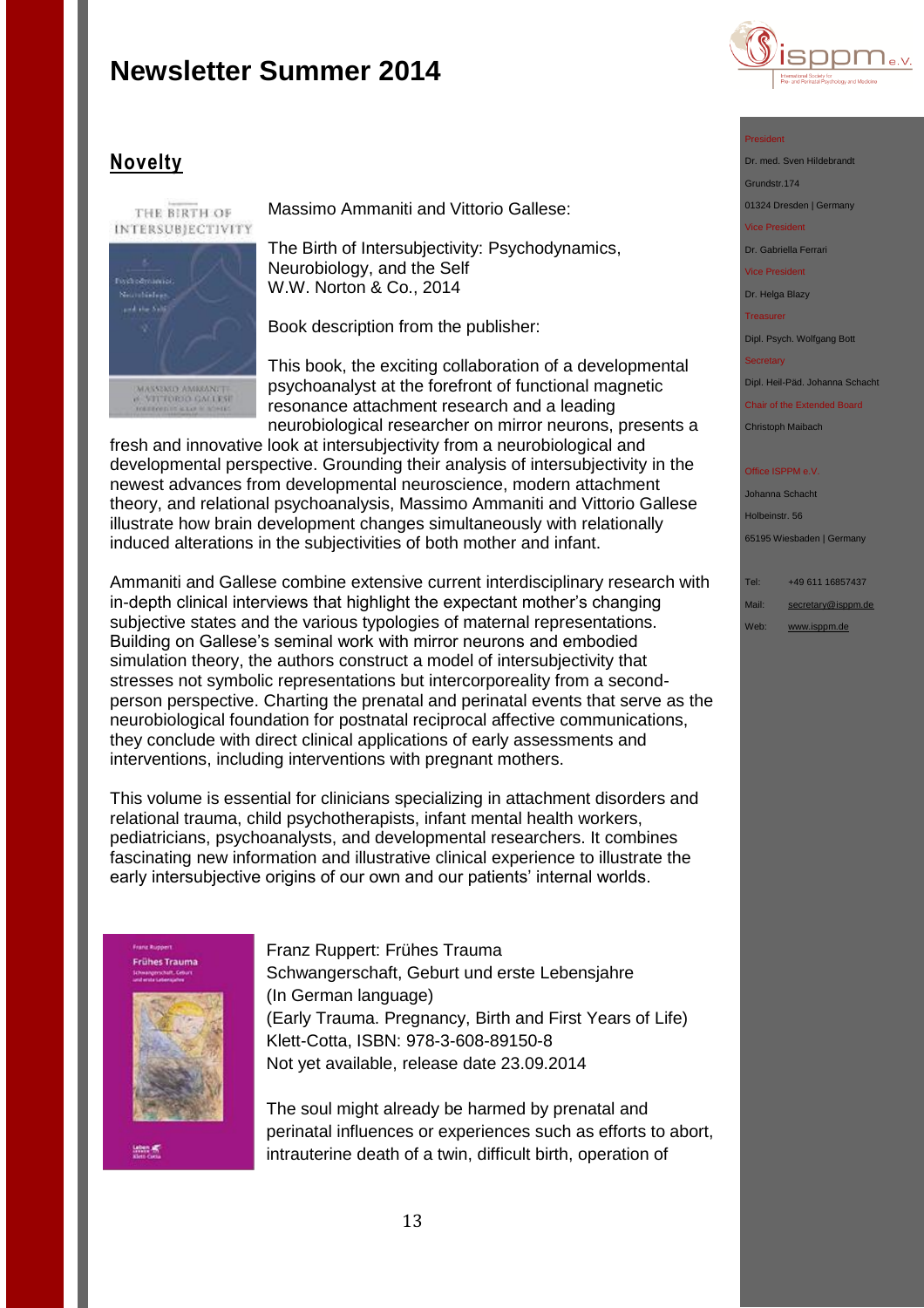## Novelty

Massimo Ammaniti and Vittorio Gallese:

The Birth of Intersubjectivity: Psychodynamics, Neurobiology, and the Self
W.W. Norton & Co., 2014

Book description from the publisher:

This book, the exciting collaboration of a developmental psychoanalyst at the forefront of functional magnetic resonance attachment research and a leading neurobiological researcher on mirror neurons, presents a fresh and innovative look at intersubjectivity from a neurobiological and developmental perspective. Grounding their analysis of intersubjectivity in the newest advances from developmental neuroscience, modern attachment theory, and relational psychoanalysis, Massimo Ammaniti and Vittorio Gallese illustrate how brain development changes simultaneously with relationally induced alterations in the subjectivities of both mother and infant.

Ammaniti and Gallese combine extensive current interdisciplinary research with in-depth clinical interviews that highlight the expectant mother's changing subjective states and the various typologies of maternal representations. Building on Gallese's seminal work with mirror neurons and embodied simulation theory, the authors construct a model of intersubjectivity that stresses not symbolic representations but intercorporeality from a second-person perspective. Charting the prenatal and perinatal events that serve as the neurobiological foundation for postnatal reciprocal affective communications, they conclude with direct clinical applications of early assessments and interventions, including interventions with pregnant mothers.

This volume is essential for clinicians specializing in attachment disorders and relational trauma, child psychotherapists, infant mental health workers, pediatricians, psychoanalysts, and developmental researchers. It combines fascinating new information and illustrative clinical experience to illustrate the early intersubjective origins of our own and our patients' internal worlds.

Franz Ruppert: Frühes Trauma
Schwangerschaft, Geburt und erste Lebensjahre
(In German language)
(Early Trauma. Pregnancy, Birth and First Years of Life)
Klett-Cotta, ISBN: 978-3-608-89150-8
Not yet available, release date 23.09.2014

The soul might already be harmed by prenatal and perinatal influences or experiences such as efforts to abort, intrauterine death of a twin, difficult birth, operation of

President
Dr. med. Sven Hildebrandt
Grundstr.174
01324 Dresden | Germany

Vice President
Dr. Gabriella Ferrari

Vice President
Dr. Helga Blazy

Treasurer
Dipl. Psych. Wolfgang Bott

Secretary
Dipl. Heil-Päd. Johanna Schacht

Chair of the Extended Board
Christoph Maibach

Office ISPPM e.V.
Johanna Schacht
Holbeinstr. 56
65195 Wiesbaden | Germany

Tel: +49 611 16857437
Mail: secretary@isppm.de
Web: www.isppm.de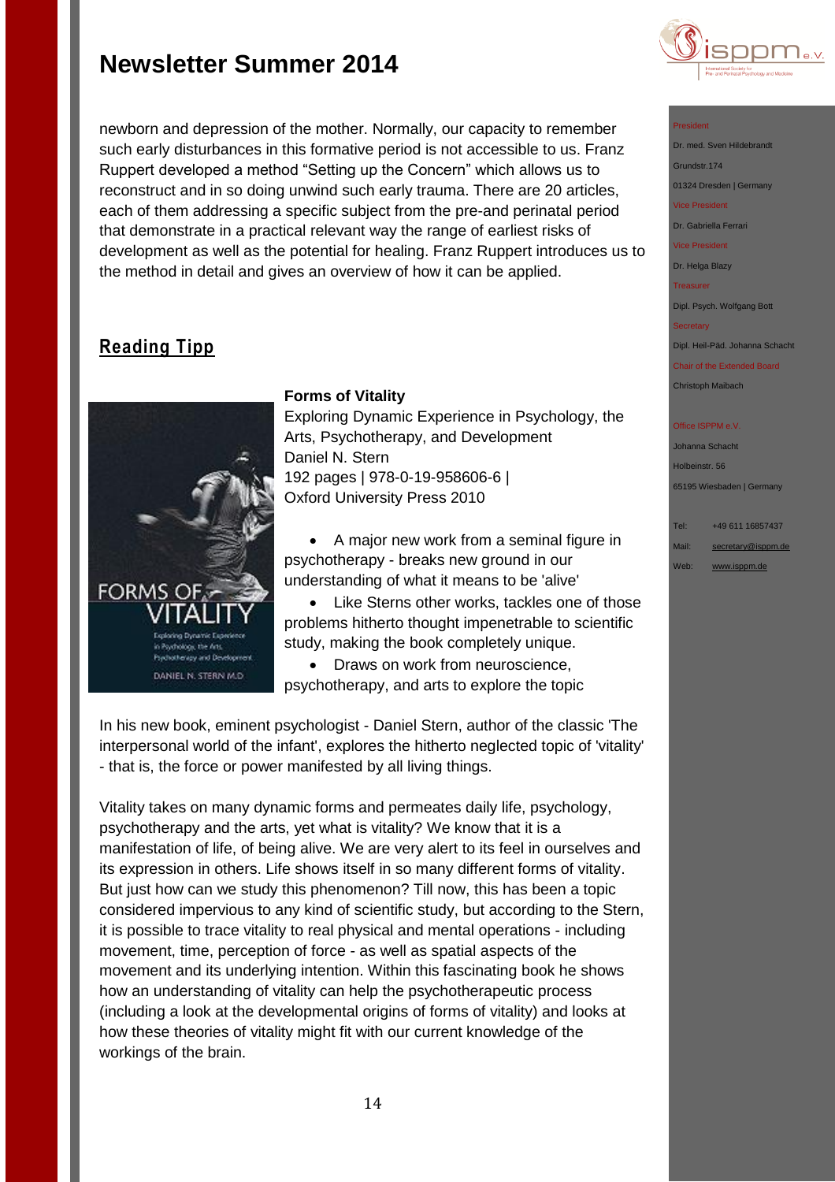newborn and depression of the mother. Normally, our capacity to remember such early disturbances in this formative period is not accessible to us. Franz Ruppert developed a method "Setting up the Concern" which allows us to reconstruct and in so doing unwind such early trauma. There are 20 articles, each of them addressing a specific subject from the pre-and perinatal period that demonstrate in a practical relevant way the range of earliest risks of development as well as the potential for healing. Franz Ruppert introduces us to the method in detail and gives an overview of how it can be applied.

## Reading Tipp

**Forms of Vitality**
Exploring Dynamic Experience in Psychology, the Arts, Psychotherapy, and Development
Daniel N. Stern
192 pages | 978-0-19-958606-6 |
Oxford University Press 2010

- A major new work from a seminal figure in psychotherapy - breaks new ground in our understanding of what it means to be 'alive'
- Like Sterns other works, tackles one of those problems hitherto thought impenetrable to scientific study, making the book completely unique.
- Draws on work from neuroscience, psychotherapy, and arts to explore the topic

In his new book, eminent psychologist - Daniel Stern, author of the classic 'The interpersonal world of the infant', explores the hitherto neglected topic of 'vitality' - that is, the force or power manifested by all living things.

Vitality takes on many dynamic forms and permeates daily life, psychology, psychotherapy and the arts, yet what is vitality? We know that it is a manifestation of life, of being alive. We are very alert to its feel in ourselves and its expression in others. Life shows itself in so many different forms of vitality. But just how can we study this phenomenon? Till now, this has been a topic considered impervious to any kind of scientific study, but according to the Stern, it is possible to trace vitality to real physical and mental operations - including movement, time, perception of force - as well as spatial aspects of the movement and its underlying intention. Within this fascinating book he shows how an understanding of vitality can help the psychotherapeutic process (including a look at the developmental origins of forms of vitality) and looks at how these theories of vitality might fit with our current knowledge of the workings of the brain.

President
Dr. med. Sven Hildebrandt
Grundstr.174
01324 Dresden | Germany
Vice President
Dr. Gabriella Ferrari
Vice President
Dr. Helga Blazy
Treasurer
Dipl. Psych. Wolfgang Bott
Secretary
Dipl. Heil-Päd. Johanna Schacht
Chair of the Extended Board
Christoph Maibach

Office ISPPM e.V.
Johanna Schacht
Holbeinstr. 56
65195 Wiesbaden | Germany

Tel: +49 611 16857437
Mail: secretary@isppm.de
Web: www.isppm.de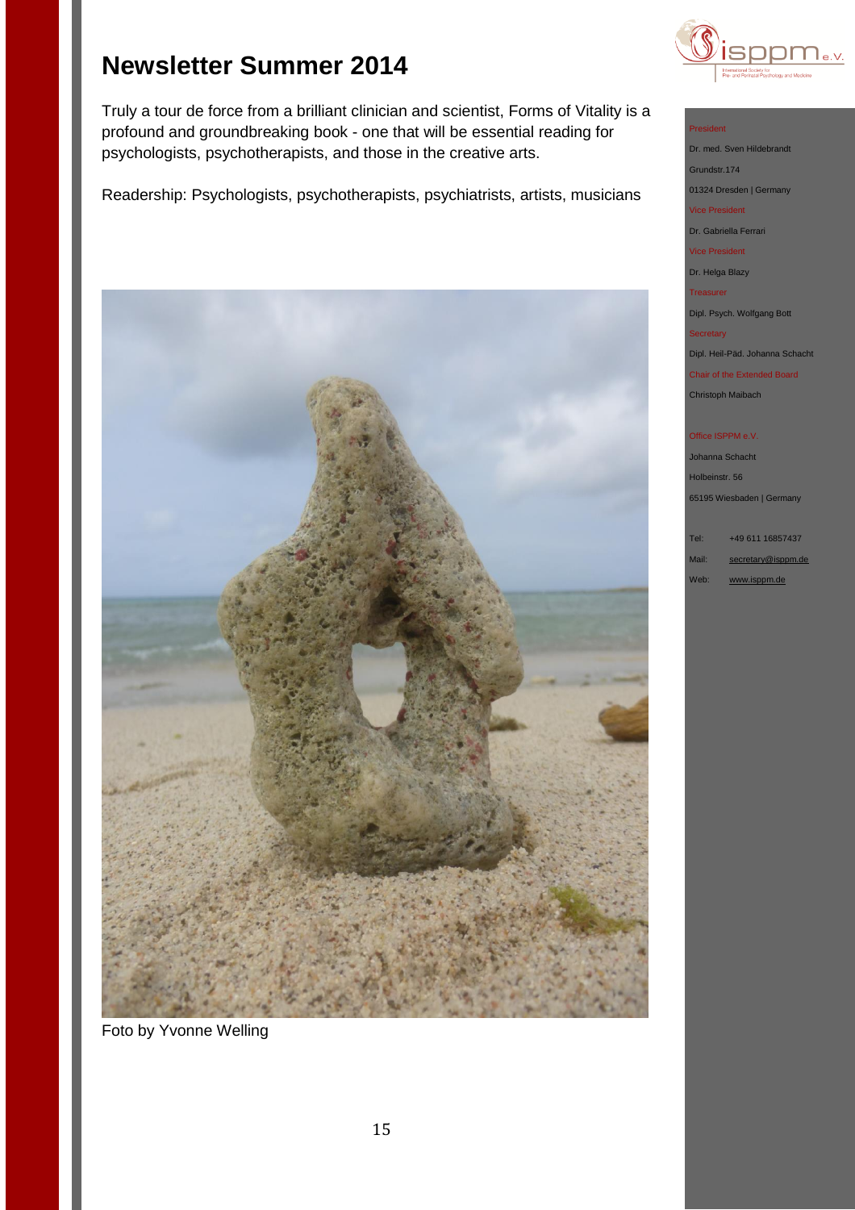# Newsletter Summer 2014

Truly a tour de force from a brilliant clinician and scientist, Forms of Vitality is a profound and groundbreaking book - one that will be essential reading for psychologists, psychotherapists, and those in the creative arts.

Readership: Psychologists, psychotherapists, psychiatrists, artists, musicians

Foto by Yvonne Welling

President

Dr. med. Sven Hildebrandt

Grundstr.174

01324 Dresden | Germany

Vice President

Dr. Gabriella Ferrari

Vice President

Dr. Helga Blazy

Treasurer

Dipl. Psych. Wolfgang Bott

Secretary

Dipl. Heil-Päd. Johanna Schacht

Chair of the Extended Board

Christoph Maibach

Office ISPPM e.V.

Johanna Schacht

Holbeinstr. 56

65195 Wiesbaden | Germany

Tel: +49 611 16857437

Mail: secretary@isppm.de

Web: www.isppm.de